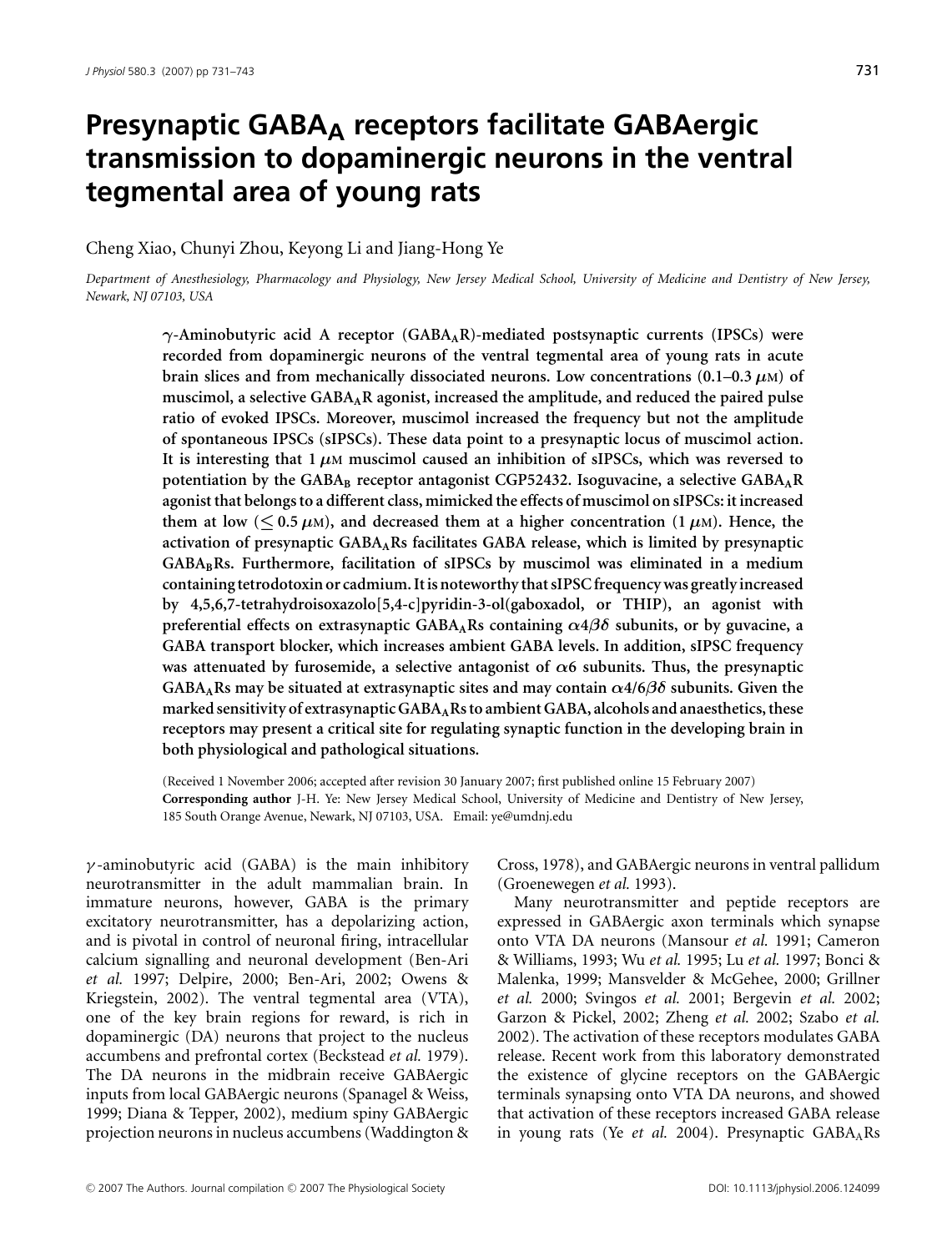# Presynaptic $GABA_A$ receptors facilitate GABAergic transmission to dopaminergic neurons in the ventral tegmental area of young rats

Cheng Xiao, Chunyi Zhou, Keyong Li and Jiang-Hong Ye

*Department of Anesthesiology, Pharmacology and Physiology, New Jersey Medical School, University of Medicine and Dentistry of New Jersey, Newark, NJ 07103, USA*

**$\gamma$-Aminobutyric acid A receptor ($GABA_AR$)-mediated postsynaptic currents (IPSCs) were recorded from dopaminergic neurons of the ventral tegmental area of young rats in acute brain slices and from mechanically dissociated neurons. Low concentrations (0.1–0.3 $\mu$M) of muscimol, a selective $GABA_AR$ agonist, increased the amplitude, and reduced the paired pulse ratio of evoked IPSCs. Moreover, muscimol increased the frequency but not the amplitude of spontaneous IPSCs (sIPSCs). These data point to a presynaptic locus of muscimol action. It is interesting that 1 $\mu$M muscimol caused an inhibition of sIPSCs, which was reversed to potentiation by the $GABA_B$ receptor antagonist CGP52432. Isoguvacine, a selective $GABA_AR$ agonist that belongs to a different class, mimicked the effects of muscimol on sIPSCs: it increased them at low ($\leq$ 0.5 $\mu$M), and decreased them at a higher concentration (1 $\mu$M). Hence, the activation of presynaptic $GABA_ARs$ facilitates GABA release, which is limited by presynaptic $GABA_BRs$. Furthermore, facilitation of sIPSCs by muscimol was eliminated in a medium containing tetrodotoxin or cadmium. It is noteworthy that sIPSC frequency was greatly increased by 4,5,6,7-tetrahydroisoxazolo[5,4-c]pyridin-3-ol(gaboxadol, or THIP), an agonist with preferential effects on extrasynaptic $GABA_ARs$ containing $\alpha 4\beta\delta$ subunits, or by guvacine, a GABA transport blocker, which increases ambient GABA levels. In addition, sIPSC frequency was attenuated by furosemide, a selective antagonist of $\alpha 6$ subunits. Thus, the presynaptic $GABA_ARs$ may be situated at extrasynaptic sites and may contain $\alpha 4/6\beta\delta$ subunits. Given the marked sensitivity of extrasynaptic $GABA_ARs$ to ambient GABA, alcohols and anaesthetics, these receptors may present a critical site for regulating synaptic function in the developing brain in both physiological and pathological situations.**

(Received 1 November 2006; accepted after revision 30 January 2007; first published online 15 February 2007)
**Corresponding author** J-H. Ye: New Jersey Medical School, University of Medicine and Dentistry of New Jersey, 185 South Orange Avenue, Newark, NJ 07103, USA. Email: ye@umdnj.edu

$\gamma$-aminobutyric acid (GABA) is the main inhibitory neurotransmitter in the adult mammalian brain. In immature neurons, however, GABA is the primary excitatory neurotransmitter, has a depolarizing action, and is pivotal in control of neuronal firing, intracellular calcium signalling and neuronal development (Ben-Ari *et al.* 1997; Delpire, 2000; Ben-Ari, 2002; Owens & Kriegstein, 2002). The ventral tegmental area (VTA), one of the key brain regions for reward, is rich in dopaminergic (DA) neurons that project to the nucleus accumbens and prefrontal cortex (Beckstead *et al.* 1979). The DA neurons in the midbrain receive GABAergic inputs from local GABAergic neurons (Spanagel & Weiss, 1999; Diana & Tepper, 2002), medium spiny GABAergic projection neurons in nucleus accumbens (Waddington & Cross, 1978), and GABAergic neurons in ventral pallidum (Groenewegen *et al.* 1993).

Many neurotransmitter and peptide receptors are expressed in GABAergic axon terminals which synapse onto VTA DA neurons (Mansour *et al.* 1991; Cameron & Williams, 1993; Wu *et al.* 1995; Lu *et al.* 1997; Bonci & Malenka, 1999; Mansvelder & McGehee, 2000; Grillner *et al.* 2000; Svingos *et al.* 2001; Bergevin *et al.* 2002; Garzon & Pickel, 2002; Zheng *et al.* 2002; Szabo *et al.* 2002). The activation of these receptors modulates GABA release. Recent work from this laboratory demonstrated the existence of glycine receptors on the GABAergic terminals synapsing onto VTA DA neurons, and showed that activation of these receptors increased GABA release in young rats (Ye *et al.* 2004). Presynaptic $GABA_ARs$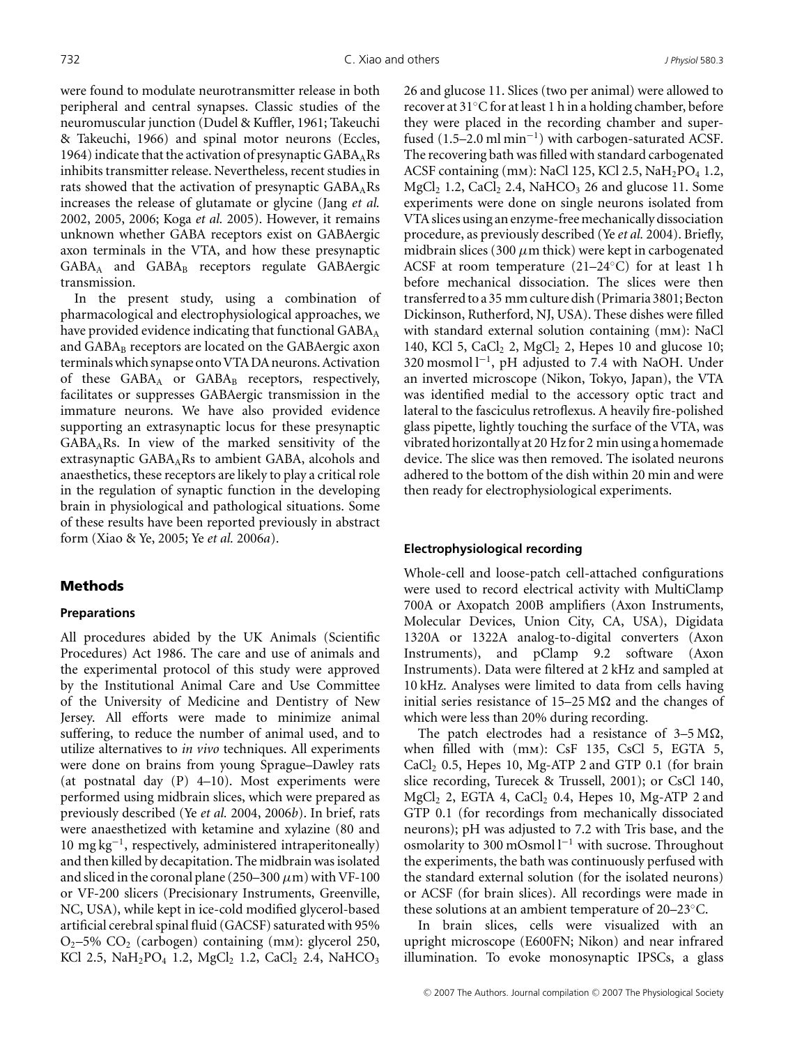were found to modulate neurotransmitter release in both peripheral and central synapses. Classic studies of the neuromuscular junction (Dudel & Kuffler, 1961; Takeuchi & Takeuchi, 1966) and spinal motor neurons (Eccles, 1964) indicate that the activation of presynaptic $GABA_A$Rs inhibits transmitter release. Nevertheless, recent studies in rats showed that the activation of presynaptic $GABA_A$Rs increases the release of glutamate or glycine (Jang *et al.* 2002, 2005, 2006; Koga *et al.* 2005). However, it remains unknown whether GABA receptors exist on GABAergic axon terminals in the VTA, and how these presynaptic $GABA_A$ and $GABA_B$ receptors regulate GABAergic transmission.

In the present study, using a combination of pharmacological and electrophysiological approaches, we have provided evidence indicating that functional $GABA_A$ and $GABA_B$ receptors are located on the GABAergic axon terminals which synapse onto VTA DA neurons. Activation of these $GABA_A$ or $GABA_B$ receptors, respectively, facilitates or suppresses GABAergic transmission in the immature neurons. We have also provided evidence supporting an extrasynaptic locus for these presynaptic $GABA_A$Rs. In view of the marked sensitivity of the extrasynaptic $GABA_A$Rs to ambient GABA, alcohols and anaesthetics, these receptors are likely to play a critical role in the regulation of synaptic function in the developing brain in physiological and pathological situations. Some of these results have been reported previously in abstract form (Xiao & Ye, 2005; Ye *et al.* 2006*a*).

## Methods

### Preparations

All procedures abided by the UK Animals (Scientific Procedures) Act 1986. The care and use of animals and the experimental protocol of this study were approved by the Institutional Animal Care and Use Committee of the University of Medicine and Dentistry of New Jersey. All efforts were made to minimize animal suffering, to reduce the number of animal used, and to utilize alternatives to *in vivo* techniques. All experiments were done on brains from young Sprague–Dawley rats (at postnatal day (P) 4–10). Most experiments were performed using midbrain slices, which were prepared as previously described (Ye *et al.* 2004, 2006*b*). In brief, rats were anaesthetized with ketamine and xylazine (80 and 10 mg $kg^{-1}$, respectively, administered intraperitoneally) and then killed by decapitation. The midbrain was isolated and sliced in the coronal plane (250–300 $\mu$m) with VF-100 or VF-200 slicers (Precisionary Instruments, Greenville, NC, USA), while kept in ice-cold modified glycerol-based artificial cerebral spinal fluid (GACSF) saturated with 95% $O_2$–5% $CO_2$ (carbogen) containing (mM): glycerol 250, KCl 2.5, $NaH_2PO_4$ 1.2, $MgCl_2$ 1.2, $CaCl_2$ 2.4, $NaHCO_3$ 26 and glucose 11. Slices (two per animal) were allowed to recover at 31°C for at least 1 h in a holding chamber, before they were placed in the recording chamber and superfused (1.5–2.0 ml $min^{-1}$) with carbogen-saturated ACSF. The recovering bath was filled with standard carbogenated ACSF containing (mM): NaCl 125, KCl 2.5, $NaH_2PO_4$ 1.2, $MgCl_2$ 1.2, $CaCl_2$ 2.4, $NaHCO_3$ 26 and glucose 11. Some experiments were done on single neurons isolated from VTA slices using an enzyme-free mechanically dissociation procedure, as previously described (Ye *et al.* 2004). Briefly, midbrain slices (300 $\mu$m thick) were kept in carbogenated ACSF at room temperature (21–24°C) for at least 1 h before mechanical dissociation. The slices were then transferred to a 35 mm culture dish (Primaria 3801; Becton Dickinson, Rutherford, NJ, USA). These dishes were filled with standard external solution containing (mM): NaCl 140, KCl 5, $CaCl_2$ 2, $MgCl_2$ 2, Hepes 10 and glucose 10; 320 mosmol $l^{-1}$, pH adjusted to 7.4 with NaOH. Under an inverted microscope (Nikon, Tokyo, Japan), the VTA was identified medial to the accessory optic tract and lateral to the fasciculus retroflexus. A heavily fire-polished glass pipette, lightly touching the surface of the VTA, was vibrated horizontally at 20 Hz for 2 min using a homemade device. The slice was then removed. The isolated neurons adhered to the bottom of the dish within 20 min and were then ready for electrophysiological experiments.

### Electrophysiological recording

Whole-cell and loose-patch cell-attached configurations were used to record electrical activity with MultiClamp 700A or Axopatch 200B amplifiers (Axon Instruments, Molecular Devices, Union City, CA, USA), Digidata 1320A or 1322A analog-to-digital converters (Axon Instruments), and pClamp 9.2 software (Axon Instruments). Data were filtered at 2 kHz and sampled at 10 kHz. Analyses were limited to data from cells having initial series resistance of 15–25 M$\Omega$ and the changes of which were less than 20% during recording.

The patch electrodes had a resistance of 3–5 M$\Omega$, when filled with (mM): CsF 135, CsCl 5, EGTA 5, $CaCl_2$ 0.5, Hepes 10, Mg-ATP 2 and GTP 0.1 (for brain slice recording, Turecek & Trussell, 2001); or CsCl 140, $MgCl_2$ 2, EGTA 4, $CaCl_2$ 0.4, Hepes 10, Mg-ATP 2 and GTP 0.1 (for recordings from mechanically dissociated neurons); pH was adjusted to 7.2 with Tris base, and the osmolarity to 300 mOsmol $l^{-1}$ with sucrose. Throughout the experiments, the bath was continuously perfused with the standard external solution (for the isolated neurons) or ACSF (for brain slices). All recordings were made in these solutions at an ambient temperature of 20–23°C.

In brain slices, cells were visualized with an upright microscope (E600FN; Nikon) and near infrared illumination. To evoke monosynaptic IPSCs, a glass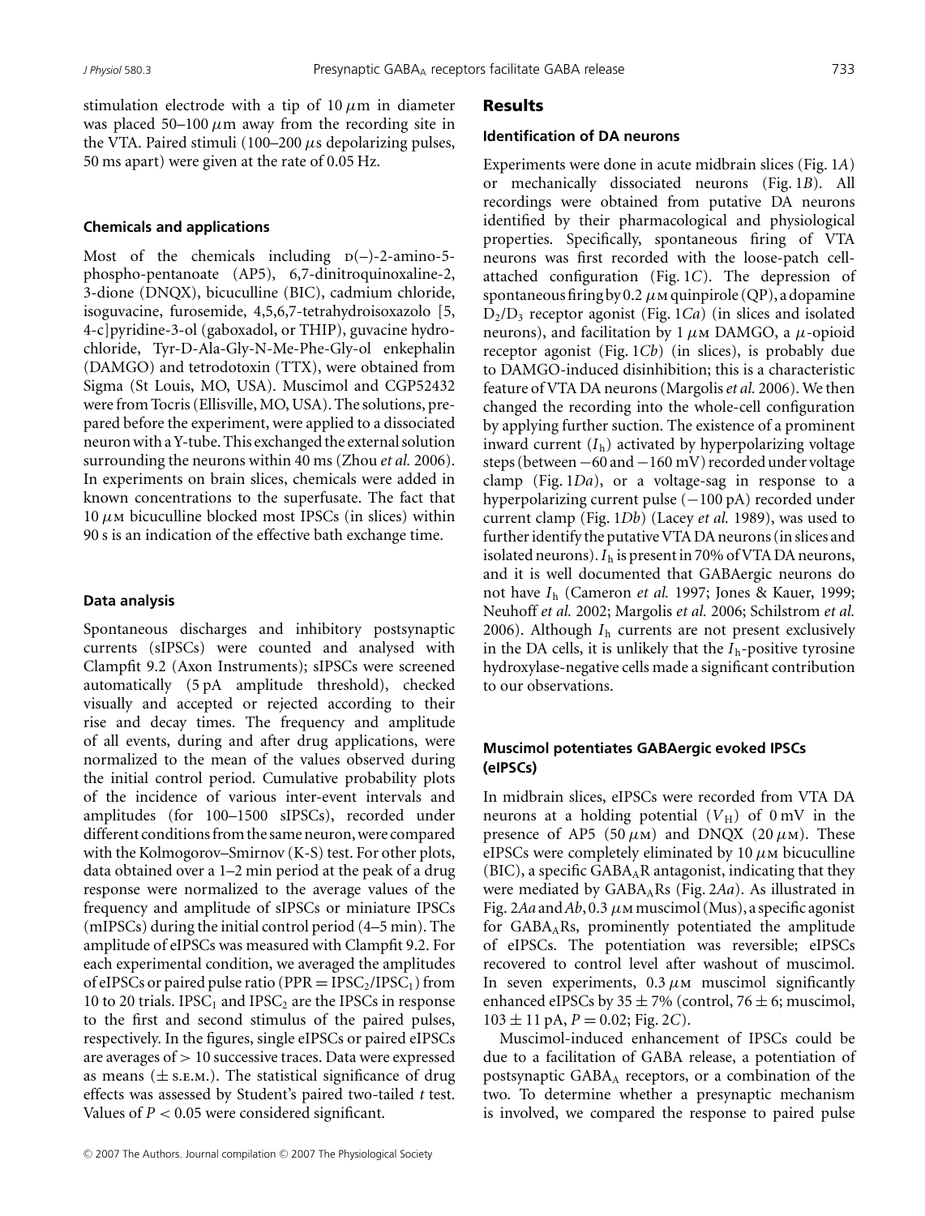stimulation electrode with a tip of 10 $\mu$m in diameter was placed 50–100 $\mu$m away from the recording site in the VTA. Paired stimuli (100–200 $\mu$s depolarizing pulses, 50 ms apart) were given at the rate of 0.05 Hz.

### Chemicals and applications

Most of the chemicals including D(−)-2-amino-5-phospho-pentanoate (AP5), 6,7-dinitroquinoxaline-2, 3-dione (DNQX), bicuculline (BIC), cadmium chloride, isoguvacine, furosemide, 4,5,6,7-tetrahydroisoxazolo [5, 4-c]pyridine-3-ol (gaboxadol, or THIP), guvacine hydrochloride, Tyr-D-Ala-Gly-N-Me-Phe-Gly-ol enkephalin (DAMGO) and tetrodotoxin (TTX), were obtained from Sigma (St Louis, MO, USA). Muscimol and CGP52432 were from Tocris (Ellisville, MO, USA). The solutions, prepared before the experiment, were applied to a dissociated neuron with a Y-tube. This exchanged the external solution surrounding the neurons within 40 ms (Zhou *et al.* 2006). In experiments on brain slices, chemicals were added in known concentrations to the superfusate. The fact that 10 $\mu$M bicuculline blocked most IPSCs (in slices) within 90 s is an indication of the effective bath exchange time.

### Data analysis

Spontaneous discharges and inhibitory postsynaptic currents (sIPSCs) were counted and analysed with Clampfit 9.2 (Axon Instruments); sIPSCs were screened automatically (5 pA amplitude threshold), checked visually and accepted or rejected according to their rise and decay times. The frequency and amplitude of all events, during and after drug applications, were normalized to the mean of the values observed during the initial control period. Cumulative probability plots of the incidence of various inter-event intervals and amplitudes (for 100–1500 sIPSCs), recorded under different conditions from the same neuron, were compared with the Kolmogorov–Smirnov (K-S) test. For other plots, data obtained over a 1–2 min period at the peak of a drug response were normalized to the average values of the frequency and amplitude of sIPSCs or miniature IPSCs (mIPSCs) during the initial control period (4–5 min). The amplitude of eIPSCs was measured with Clampfit 9.2. For each experimental condition, we averaged the amplitudes of eIPSCs or paired pulse ratio (PPR = $IPSC_2/IPSC_1$) from 10 to 20 trials. $IPSC_1$ and $IPSC_2$ are the IPSCs in response to the first and second stimulus of the paired pulses, respectively. In the figures, single eIPSCs or paired eIPSCs are averages of > 10 successive traces. Data were expressed as means (± S.E.M.). The statistical significance of drug effects was assessed by Student's paired two-tailed *t* test. Values of $P < 0.05$ were considered significant.

## Results

### Identification of DA neurons

Experiments were done in acute midbrain slices (Fig. 1*A*) or mechanically dissociated neurons (Fig. 1*B*). All recordings were obtained from putative DA neurons identified by their pharmacological and physiological properties. Specifically, spontaneous firing of VTA neurons was first recorded with the loose-patch cell-attached configuration (Fig. 1*C*). The depression of spontaneous firing by 0.2 $\mu$M quinpirole (QP), a dopamine $D_2/D_3$ receptor agonist (Fig. 1*Ca*) (in slices and isolated neurons), and facilitation by 1 $\mu$M DAMGO, a $\mu$-opioid receptor agonist (Fig. 1*Cb*) (in slices), is probably due to DAMGO-induced disinhibition; this is a characteristic feature of VTA DA neurons (Margolis *et al.* 2006). We then changed the recording into the whole-cell configuration by applying further suction. The existence of a prominent inward current ($I_h$) activated by hyperpolarizing voltage steps (between −60 and −160 mV) recorded under voltage clamp (Fig. 1*Da*), or a voltage-sag in response to a hyperpolarizing current pulse (−100 pA) recorded under current clamp (Fig. 1*Db*) (Lacey *et al.* 1989), was used to further identify the putative VTA DA neurons (in slices and isolated neurons). $I_h$ is present in 70% of VTA DA neurons, and it is well documented that GABAergic neurons do not have $I_h$ (Cameron *et al.* 1997; Jones & Kauer, 1999; Neuhoff *et al.* 2002; Margolis *et al.* 2006; Schilstrom *et al.* 2006). Although $I_h$ currents are not present exclusively in the DA cells, it is unlikely that the $I_h$-positive tyrosine hydroxylase-negative cells made a significant contribution to our observations.

### Muscimol potentiates GABAergic evoked IPSCs (eIPSCs)

In midbrain slices, eIPSCs were recorded from VTA DA neurons at a holding potential ($V_H$) of 0 mV in the presence of AP5 (50 $\mu$M) and DNQX (20 $\mu$M). These eIPSCs were completely eliminated by 10 $\mu$M bicuculline (BIC), a specific $GABA_AR$ antagonist, indicating that they were mediated by $GABA_ARs$ (Fig. 2*Aa*). As illustrated in Fig. 2*Aa* and *Ab*, 0.3 $\mu$M muscimol (Mus), a specific agonist for $GABA_ARs$, prominently potentiated the amplitude of eIPSCs. The potentiation was reversible; eIPSCs recovered to control level after washout of muscimol. In seven experiments, 0.3 $\mu$M muscimol significantly enhanced eIPSCs by 35 ± 7% (control, 76 ± 6; muscimol, 103 ± 11 pA, $P = 0.02$; Fig. 2*C*).

Muscimol-induced enhancement of IPSCs could be due to a facilitation of GABA release, a potentiation of postsynaptic $GABA_A$ receptors, or a combination of the two. To determine whether a presynaptic mechanism is involved, we compared the response to paired pulse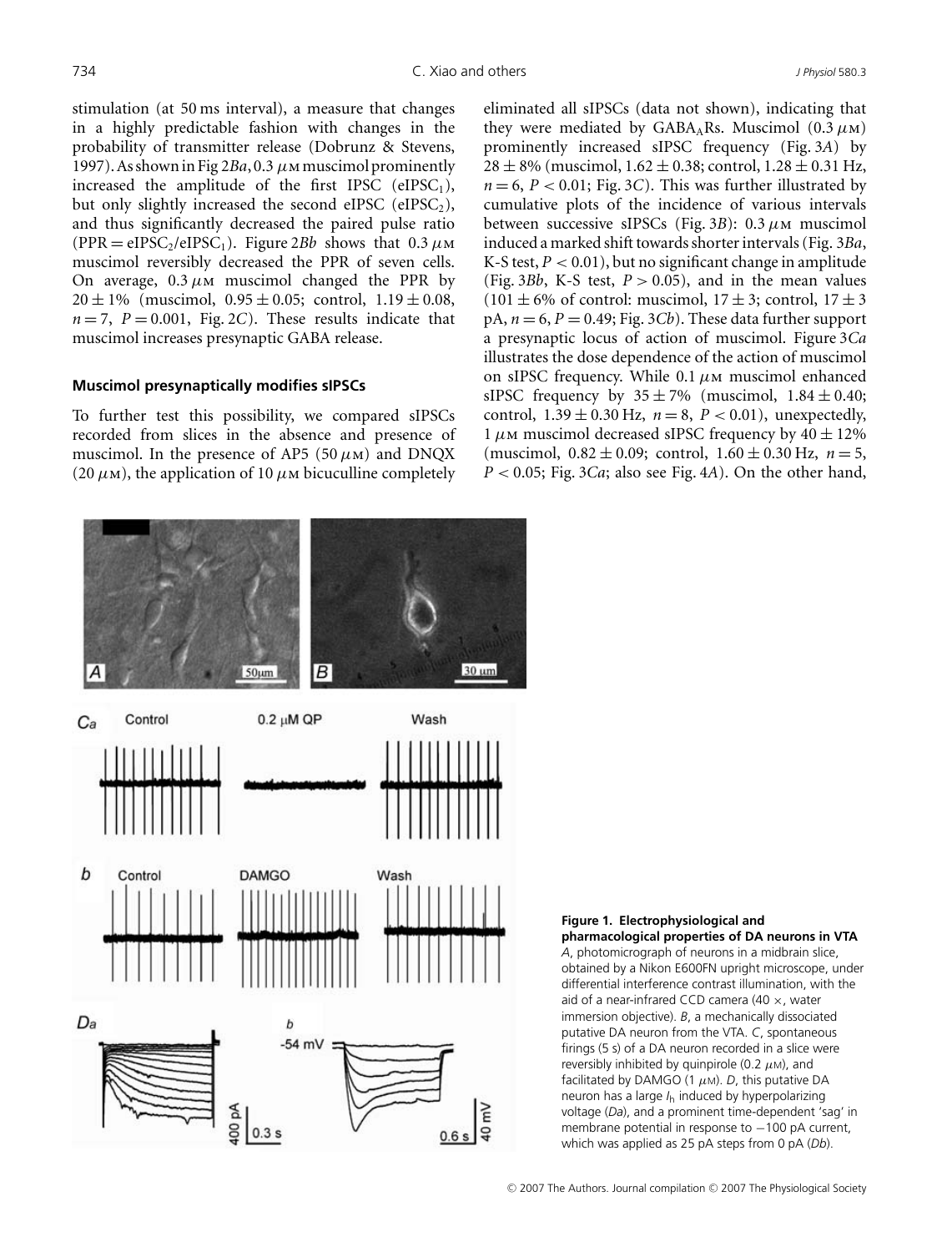stimulation (at 50 ms interval), a measure that changes in a highly predictable fashion with changes in the probability of transmitter release (Dobrunz & Stevens, 1997). As shown in Fig 2*Ba*, 0.3 $\mu$M muscimol prominently increased the amplitude of the first IPSC ($eIPSC_1$), but only slightly increased the second eIPSC ($eIPSC_2$), and thus significantly decreased the paired pulse ratio ($PPR = eIPSC_2/eIPSC_1$). Figure 2*Bb* shows that 0.3 $\mu$M muscimol reversibly decreased the PPR of seven cells. On average, 0.3 $\mu$M muscimol changed the PPR by $20 \pm 1\%$ (muscimol, $0.95 \pm 0.05$; control, $1.19 \pm 0.08$, $n = 7$, $P = 0.001$, Fig. 2*C*). These results indicate that muscimol increases presynaptic GABA release.

### Muscimol presynaptically modifies sIPSCs

To further test this possibility, we compared sIPSCs recorded from slices in the absence and presence of muscimol. In the presence of AP5 (50 $\mu$M) and DNQX (20 $\mu$M), the application of 10 $\mu$M bicuculline completely eliminated all sIPSCs (data not shown), indicating that they were mediated by $GABA_A$Rs. Muscimol (0.3 $\mu$M) prominently increased sIPSC frequency (Fig. 3*A*) by $28 \pm 8\%$ (muscimol, $1.62 \pm 0.38$; control, $1.28 \pm 0.31$ Hz, $n = 6$, $P < 0.01$; Fig. 3*C*). This was further illustrated by cumulative plots of the incidence of various intervals between successive sIPSCs (Fig. 3*B*): 0.3 $\mu$M muscimol induced a marked shift towards shorter intervals (Fig. 3*Ba*, K-S test, $P < 0.01$), but no significant change in amplitude (Fig. 3*Bb*, K-S test, $P > 0.05$), and in the mean values ($101 \pm 6\%$ of control: muscimol, $17 \pm 3$; control, $17 \pm 3$ pA, $n = 6$, $P = 0.49$; Fig. 3*Cb*). These data further support a presynaptic locus of action of muscimol. Figure 3*Ca* illustrates the dose dependence of the action of muscimol on sIPSC frequency. While 0.1 $\mu$M muscimol enhanced sIPSC frequency by $35 \pm 7\%$ (muscimol, $1.84 \pm 0.40$; control, $1.39 \pm 0.30$ Hz, $n = 8$, $P < 0.01$), unexpectedly, 1 $\mu$M muscimol decreased sIPSC frequency by $40 \pm 12\%$ (muscimol, $0.82 \pm 0.09$; control, $1.60 \pm 0.30$ Hz, $n = 5$, $P < 0.05$; Fig. 3*Ca*; also see Fig. 4*A*). On the other hand,

**Figure 1. Electrophysiological and pharmacological properties of DA neurons in VTA**
*A*, photomicrograph of neurons in a midbrain slice, obtained by a Nikon E600FN upright microscope, under differential interference contrast illumination, with the aid of a near-infrared CCD camera (40 ×, water immersion objective). *B*, a mechanically dissociated putative DA neuron from the VTA. *C*, spontaneous firings (5 s) of a DA neuron recorded in a slice were reversibly inhibited by quinpirole (0.2 $\mu$M), and facilitated by DAMGO (1 $\mu$M). *D*, this putative DA neuron has a large $I_h$ induced by hyperpolarizing voltage (*Da*), and a prominent time-dependent 'sag' in membrane potential in response to −100 pA current, which was applied as 25 pA steps from 0 pA (*Db*).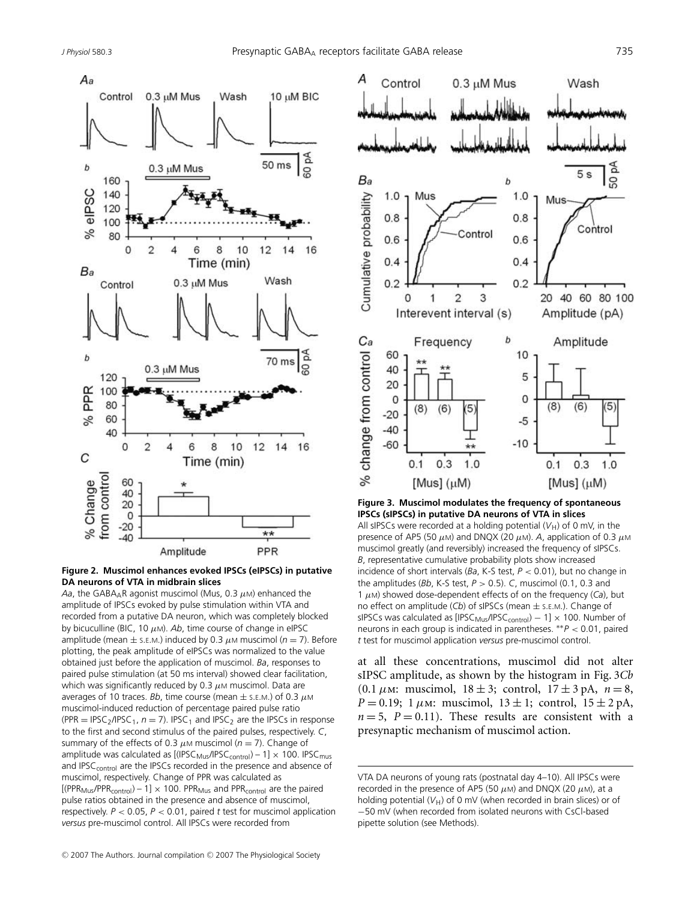**Figure 2. Muscimol enhances evoked IPSCs (eIPSCs) in putative DA neurons of VTA in midbrain slices**

*Aa*, the $GABA_AR$ agonist muscimol (Mus, 0.3 $\mu$M) enhanced the amplitude of IPSCs evoked by pulse stimulation within VTA and recorded from a putative DA neuron, which was completely blocked by bicuculline (BIC, 10 $\mu$M). *Ab*, time course of change in eIPSC amplitude (mean ± S.E.M.) induced by 0.3 $\mu$M muscimol ($n = 7$). Before plotting, the peak amplitude of eIPSCs was normalized to the value obtained just before the application of muscimol. *Ba*, responses to paired pulse stimulation (at 50 ms interval) showed clear facilitation, which was significantly reduced by 0.3 $\mu$M muscimol. Data are averages of 10 traces. *Bb*, time course (mean ± S.E.M.) of 0.3 $\mu$M muscimol-induced reduction of percentage paired pulse ratio ($PPR = IPSC_2/IPSC_1$, $n = 7$). $IPSC_1$ and $IPSC_2$ are the IPSCs in response to the first and second stimulus of the paired pulses, respectively. *C*, summary of the effects of 0.3 $\mu$M muscimol ($n = 7$). Change of amplitude was calculated as $[(IPSC_{Mus}/IPSC_{control}) - 1] \times 100$. $IPSC_{mus}$ and $IPSC_{control}$ are the IPSCs recorded in the presence and absence of muscimol, respectively. Change of PPR was calculated as $[(PPR_{Mus}/PPR_{control}) - 1] \times 100$. $PPR_{Mus}$ and $PPR_{control}$ are the paired pulse ratios obtained in the presence and absence of muscimol, respectively. $P < 0.05$, $P < 0.01$, paired *t* test for muscimol application *versus* pre-muscimol control. All IPSCs were recorded from VTA DA neurons of young rats (postnatal day 4–10). All IPSCs were recorded in the presence of AP5 (50 $\mu$M) and DNQX (20 $\mu$M), at a holding potential ($V_H$) of 0 mV (when recorded in brain slices) or of −50 mV (when recorded from isolated neurons with CsCl-based pipette solution (see Methods).

**Figure 3. Muscimol modulates the frequency of spontaneous IPSCs (sIPSCs) in putative DA neurons of VTA in slices**

All sIPSCs were recorded at a holding potential ($V_H$) of 0 mV, in the presence of AP5 (50 $\mu$M) and DNQX (20 $\mu$M). *A*, application of 0.3 $\mu$M muscimol greatly (and reversibly) increased the frequency of sIPSCs. *B*, representative cumulative probability plots show increased incidence of short intervals (*Ba*, K-S test, $P < 0.01$), but no change in the amplitudes (*Bb*, K-S test, $P > 0.5$). *C*, muscimol (0.1, 0.3 and 1 $\mu$M) showed dose-dependent effects of on the frequency (*Ca*), but no effect on amplitude (*Cb*) of sIPSCs (mean ± S.E.M.). Change of sIPSCs was calculated as $[IPSC_{Mus}/IPSC_{control}) - 1] \times 100$. Number of neurons in each group is indicated in parentheses. **$P < 0.01$, paired *t* test for muscimol application *versus* pre-muscimol control.

at all these concentrations, muscimol did not alter sIPSC amplitude, as shown by the histogram in Fig. 3*Cb* (0.1 $\mu$M: muscimol, 18 ± 3; control, 17 ± 3 pA, $n = 8$, $P = 0.19$; 1 $\mu$M: muscimol, 13 ± 1; control, 15 ± 2 pA, $n = 5$, $P = 0.11$). These results are consistent with a presynaptic mechanism of muscimol action.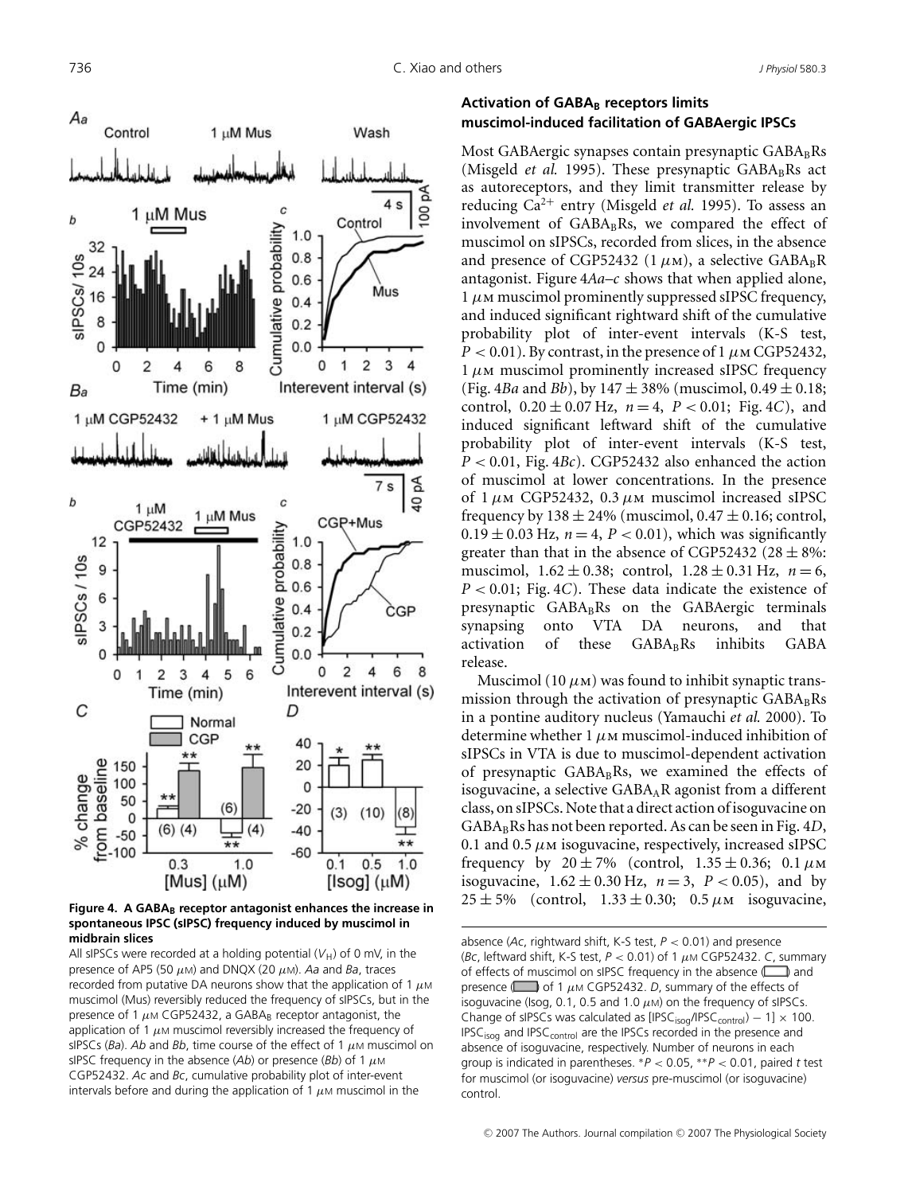**Figure 4. A GABA$_B$ receptor antagonist enhances the increase in spontaneous IPSC (sIPSC) frequency induced by muscimol in midbrain slices**

All sIPSCs were recorded at a holding potential ($V_H$) of 0 mV, in the presence of AP5 (50 $\mu$M) and DNQX (20 $\mu$M). *Aa* and *Ba*, traces recorded from putative DA neurons show that the application of 1 $\mu$M muscimol (Mus) reversibly reduced the frequency of sIPSCs, but in the presence of 1 $\mu$M CGP52432, a GABA$_B$ receptor antagonist, the application of 1 $\mu$M muscimol reversibly increased the frequency of sIPSCs (*Ba*). *Ab* and *Bb*, time course of the effect of 1 $\mu$M muscimol on sIPSC frequency in the absence (*Ab*) or presence (*Bb*) of 1 $\mu$M CGP52432. *Ac* and *Bc*, cumulative probability plot of inter-event intervals before and during the application of 1 $\mu$M muscimol in the absence (*Ac*, rightward shift, K-S test, $P < 0.01$) and presence (*Bc*, leftward shift, K-S test, $P < 0.01$) of 1 $\mu$M CGP52432. *C*, summary of effects of muscimol on sIPSC frequency in the absence (open bars) and presence (grey bars) of 1 $\mu$M CGP52432. *D*, summary of the effects of isoguvacine (Isog, 0.1, 0.5 and 1.0 $\mu$M) on the frequency of sIPSCs. Change of sIPSCs was calculated as $[\mathrm{IPSC_{isog}}/\mathrm{IPSC_{control}}) - 1] \times 100$. $\mathrm{IPSC_{isog}}$ and $\mathrm{IPSC_{control}}$ are the IPSCs recorded in the presence and absence of isoguvacine, respectively. Number of neurons in each group is indicated in parentheses. $^*P < 0.05$, $^{**}P < 0.01$, paired *t* test for muscimol (or isoguvacine) *versus* pre-muscimol (or isoguvacine) control.

### Activation of GABA$_B$ receptors limits muscimol-induced facilitation of GABAergic IPSCs

Most GABAergic synapses contain presynaptic GABA$_B$Rs (Misgeld *et al.* 1995). These presynaptic GABA$_B$Rs act as autoreceptors, and they limit transmitter release by reducing $Ca^{2+}$ entry (Misgeld *et al.* 1995). To assess an involvement of GABA$_B$Rs, we compared the effect of muscimol on sIPSCs, recorded from slices, in the absence and presence of CGP52432 (1 $\mu$M), a selective GABA$_B$R antagonist. Figure 4*Aa–c* shows that when applied alone, 1 $\mu$M muscimol prominently suppressed sIPSC frequency, and induced significant rightward shift of the cumulative probability plot of inter-event intervals (K-S test, $P < 0.01$). By contrast, in the presence of 1 $\mu$M CGP52432, 1 $\mu$M muscimol prominently increased sIPSC frequency (Fig. 4*Ba* and *Bb*), by 147 ± 38% (muscimol, 0.49 ± 0.18; control, 0.20 ± 0.07 Hz, $n = 4$, $P < 0.01$; Fig. 4*C*), and induced significant leftward shift of the cumulative probability plot of inter-event intervals (K-S test, $P < 0.01$, Fig. 4*Bc*). CGP52432 also enhanced the action of muscimol at lower concentrations. In the presence of 1 $\mu$M CGP52432, 0.3 $\mu$M muscimol increased sIPSC frequency by 138 ± 24% (muscimol, 0.47 ± 0.16; control, 0.19 ± 0.03 Hz, $n = 4$, $P < 0.01$), which was significantly greater than that in the absence of CGP52432 (28 ± 8%: muscimol, 1.62 ± 0.38; control, 1.28 ± 0.31 Hz, $n = 6$, $P < 0.01$; Fig. 4*C*). These data indicate the existence of presynaptic GABA$_B$Rs on the GABAergic terminals synapsing onto VTA DA neurons, and that activation of these GABA$_B$Rs inhibits GABA release.

Muscimol (10 $\mu$M) was found to inhibit synaptic transmission through the activation of presynaptic GABA$_B$Rs in a pontine auditory nucleus (Yamauchi *et al.* 2000). To determine whether 1 $\mu$M muscimol-induced inhibition of sIPSCs in VTA is due to muscimol-dependent activation of presynaptic GABA$_B$Rs, we examined the effects of isoguvacine, a selective GABA$_A$R agonist from a different class, on sIPSCs. Note that a direct action of isoguvacine on GABA$_B$Rs has not been reported. As can be seen in Fig. 4*D*, 0.1 and 0.5 $\mu$M isoguvacine, respectively, increased sIPSC frequency by 20 ± 7% (control, 1.35 ± 0.36; 0.1 $\mu$M isoguvacine, 1.62 ± 0.30 Hz, $n = 3$, $P < 0.05$), and by 25 ± 5% (control, 1.33 ± 0.30; 0.5 $\mu$M isoguvacine,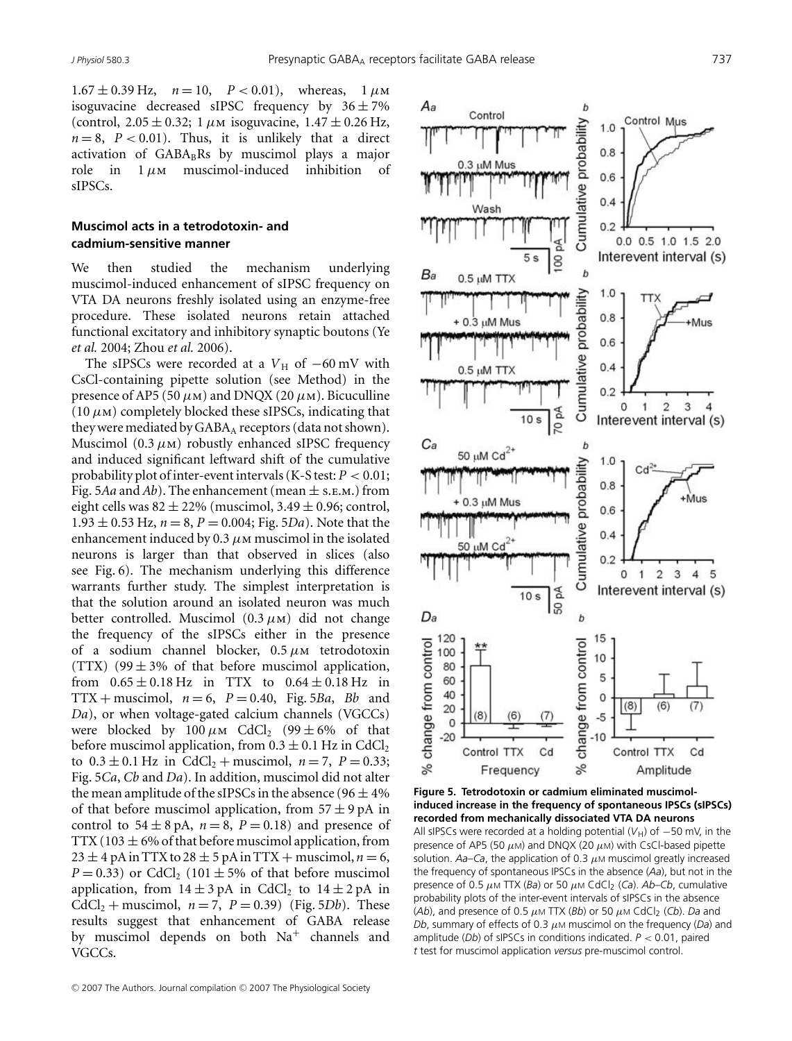1.67 ± 0.39 Hz, $n = 10$, $P < 0.01$), whereas, 1 $\mu$M isoguvacine decreased sIPSC frequency by 36 ± 7% (control, 2.05 ± 0.32; 1 $\mu$M isoguvacine, 1.47 ± 0.26 Hz, $n = 8$, $P < 0.01$). Thus, it is unlikely that a direct activation of $GABA_B$Rs by muscimol plays a major role in 1 $\mu$M muscimol-induced inhibition of sIPSCs.

### Muscimol acts in a tetrodotoxin- and cadmium-sensitive manner

We then studied the mechanism underlying muscimol-induced enhancement of sIPSC frequency on VTA DA neurons freshly isolated using an enzyme-free procedure. These isolated neurons retain attached functional excitatory and inhibitory synaptic boutons (Ye *et al.* 2004; Zhou *et al.* 2006).

The sIPSCs were recorded at a $V_H$ of −60 mV with CsCl-containing pipette solution (see Method) in the presence of AP5 (50 $\mu$M) and DNQX (20 $\mu$M). Bicuculline (10 $\mu$M) completely blocked these sIPSCs, indicating that they were mediated by $GABA_A$ receptors (data not shown). Muscimol (0.3 $\mu$M) robustly enhanced sIPSC frequency and induced significant leftward shift of the cumulative probability plot of inter-event intervals (K-S test: $P < 0.01$; Fig. 5*Aa* and *Ab*). The enhancement (mean ± s.e.m.) from eight cells was 82 ± 22% (muscimol, 3.49 ± 0.96; control, 1.93 ± 0.53 Hz, $n = 8$, $P = 0.004$; Fig. 5*Da*). Note that the enhancement induced by 0.3 $\mu$M muscimol in the isolated neurons is larger than that observed in slices (also see Fig. 6). The mechanism underlying this difference warrants further study. The simplest interpretation is that the solution around an isolated neuron was much better controlled. Muscimol (0.3 $\mu$M) did not change the frequency of the sIPSCs either in the presence of a sodium channel blocker, 0.5 $\mu$M tetrodotoxin (TTX) (99 ± 3% of that before muscimol application, from 0.65 ± 0.18 Hz in TTX to 0.64 ± 0.18 Hz in TTX + muscimol, $n = 6$, $P = 0.40$, Fig. 5*Ba*, *Bb* and *Da*), or when voltage-gated calcium channels (VGCCs) were blocked by 100 $\mu$M $CdCl_2$ (99 ± 6% of that before muscimol application, from 0.3 ± 0.1 Hz in $CdCl_2$ to 0.3 ± 0.1 Hz in $CdCl_2$ + muscimol, $n = 7$, $P = 0.33$; Fig. 5*Ca*, *Cb* and *Da*). In addition, muscimol did not alter the mean amplitude of the sIPSCs in the absence (96 ± 4% of that before muscimol application, from 57 ± 9 pA in control to 54 ± 8 pA, $n = 8$, $P = 0.18$) and presence of TTX (103 ± 6% of that before muscimol application, from 23 ± 4 pA in TTX to 28 ± 5 pA in TTX + muscimol, $n = 6$, $P = 0.33$) or $CdCl_2$ (101 ± 5% of that before muscimol application, from 14 ± 3 pA in $CdCl_2$ to 14 ± 2 pA in $CdCl_2$ + muscimol, $n = 7$, $P = 0.39$) (Fig. 5*Db*). These results suggest that enhancement of GABA release by muscimol depends on both $Na^+$ channels and VGCCs.

**Figure 5. Tetrodotoxin or cadmium eliminated muscimol-induced increase in the frequency of spontaneous IPSCs (sIPSCs) recorded from mechanically dissociated VTA DA neurons**

All sIPSCs were recorded at a holding potential ($V_H$) of −50 mV, in the presence of AP5 (50 $\mu$M) and DNQX (20 $\mu$M) with CsCl-based pipette solution. *Aa–Ca*, the application of 0.3 $\mu$M muscimol greatly increased the frequency of spontaneous IPSCs in the absence (*Aa*), but not in the presence of 0.5 $\mu$M TTX (*Ba*) or 50 $\mu$M $CdCl_2$ (*Ca*). *Ab–Cb*, cumulative probability plots of the inter-event intervals of sIPSCs in the absence (*Ab*), and presence of 0.5 $\mu$M TTX (*Bb*) or 50 $\mu$M $CdCl_2$ (*Cb*). *Da* and *Db*, summary of effects of 0.3 $\mu$M muscimol on the frequency (*Da*) and amplitude (*Db*) of sIPSCs in conditions indicated. $P < 0.01$, paired *t* test for muscimol application *versus* pre-muscimol control.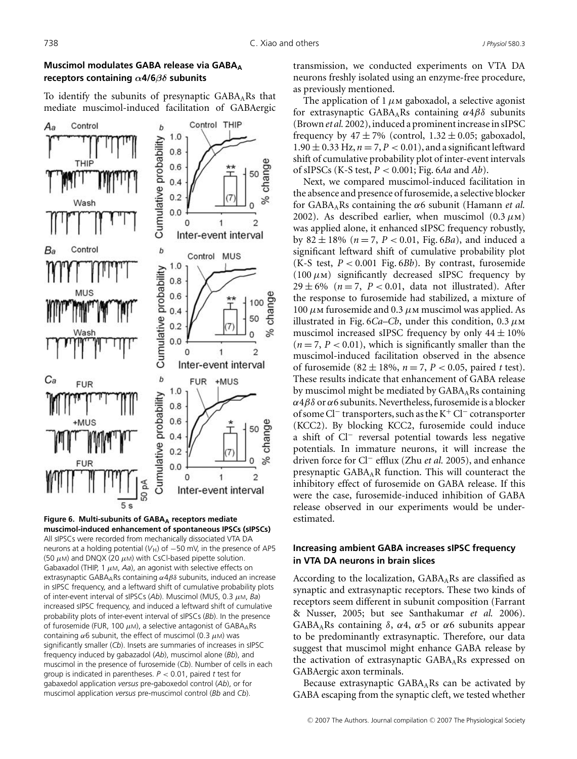### Muscimol modulates GABA release via $GABA_A$ receptors containing $\alpha 4/6\beta\delta$ subunits

To identify the subunits of presynaptic $GABA_A$Rs that mediate muscimol-induced facilitation of GABAergic transmission, we conducted experiments on VTA DA neurons freshly isolated using an enzyme-free procedure, as previously mentioned.

The application of 1 $\mu$M gaboxadol, a selective agonist for extrasynaptic $GABA_A$Rs containing $\alpha 4\beta\delta$ subunits (Brown *et al.* 2002), induced a prominent increase in sIPSC frequency by 47 ± 7% (control, 1.32 ± 0.05; gaboxadol, 1.90 ± 0.33 Hz, $n = 7$, $P < 0.01$), and a significant leftward shift of cumulative probability plot of inter-event intervals of sIPSCs (K-S test, $P < 0.001$; Fig. 6*Aa* and *Ab*).

Next, we compared muscimol-induced facilitation in the absence and presence of furosemide, a selective blocker for $GABA_A$Rs containing the $\alpha 6$ subunit (Hamann *et al.* 2002). As described earlier, when muscimol (0.3 $\mu$M) was applied alone, it enhanced sIPSC frequency robustly, by 82 ± 18% ($n = 7$, $P < 0.01$, Fig. 6*Ba*), and induced a significant leftward shift of cumulative probability plot (K-S test, $P < 0.001$ Fig. 6*Bb*). By contrast, furosemide (100 $\mu$M) significantly decreased sIPSC frequency by 29 ± 6% ($n = 7$, $P < 0.01$, data not illustrated). After the response to furosemide had stabilized, a mixture of 100 $\mu$M furosemide and 0.3 $\mu$M muscimol was applied. As illustrated in Fig. 6*Ca*–*Cb*, under this condition, 0.3 $\mu$M muscimol increased sIPSC frequency by only 44 ± 10% ($n = 7$, $P < 0.01$), which is significantly smaller than the muscimol-induced facilitation observed in the absence of furosemide (82 ± 18%, $n = 7$, $P < 0.05$, paired *t* test). These results indicate that enhancement of GABA release by muscimol might be mediated by $GABA_A$Rs containing $\alpha 4\beta\delta$ or $\alpha 6$ subunits. Nevertheless, furosemide is a blocker of some $Cl^-$ transporters, such as the $K^+$ $Cl^-$ cotransporter (KCC2). By blocking KCC2, furosemide could induce a shift of $Cl^-$ reversal potential towards less negative potentials. In immature neurons, it will increase the driven force for $Cl^-$ efflux (Zhu *et al.* 2005), and enhance presynaptic $GABA_A$R function. This will counteract the inhibitory effect of furosemide on GABA release. If this were the case, furosemide-induced inhibition of GABA release observed in our experiments would be underestimated.

**Figure 6. Multi-subunits of $GABA_A$ receptors mediate muscimol-induced enhancement of spontaneous IPSCs (sIPSCs)**
All sIPSCs were recorded from mechanically dissociated VTA DA neurons at a holding potential ($V_H$) of −50 mV, in the presence of AP5 (50 $\mu$M) and DNQX (20 $\mu$M) with CsCl-based pipette solution. Gabaxadol (THIP, 1 $\mu$M, *Aa*), an agonist with selective effects on extrasynaptic $GABA_A$Rs containing $\alpha 4\beta\delta$ subunits, induced an increase in sIPSC frequency, and a leftward shift of cumulative probability plots of inter-event interval of sIPSCs (*Ab*). Muscimol (MUS, 0.3 $\mu$M, *Ba*) increased sIPSC frequency, and induced a leftward shift of cumulative probability plots of inter-event interval of sIPSCs (*Bb*). In the presence of furosemide (FUR, 100 $\mu$M), a selective antagonist of $GABA_A$Rs containing $\alpha 6$ subunit, the effect of muscimol (0.3 $\mu$M) was significantly smaller (*Cb*). Insets are summaries of increases in sIPSC frequency induced by gabazadol (*Ab*), muscimol alone (*Bb*), and muscimol in the presence of furosemide (*Cb*). Number of cells in each group is indicated in parentheses. $P < 0.01$, paired *t* test for gabaxedol application *versus* pre-gaboxedol control (*Ab*), or for muscimol application *versus* pre-muscimol control (*Bb* and *Cb*).

### Increasing ambient GABA increases sIPSC frequency in VTA DA neurons in brain slices

According to the localization, $GABA_A$Rs are classified as synaptic and extrasynaptic receptors. These two kinds of receptors seem different in subunit composition (Farrant & Nusser, 2005; but see Santhakumar *et al.* 2006). $GABA_A$Rs containing $\delta$, $\alpha 4$, $\alpha 5$ or $\alpha 6$ subunits appear to be predominantly extrasynaptic. Therefore, our data suggest that muscimol might enhance GABA release by the activation of extrasynaptic $GABA_A$Rs expressed on GABAergic axon terminals.

Because extrasynaptic $GABA_A$Rs can be activated by GABA escaping from the synaptic cleft, we tested whether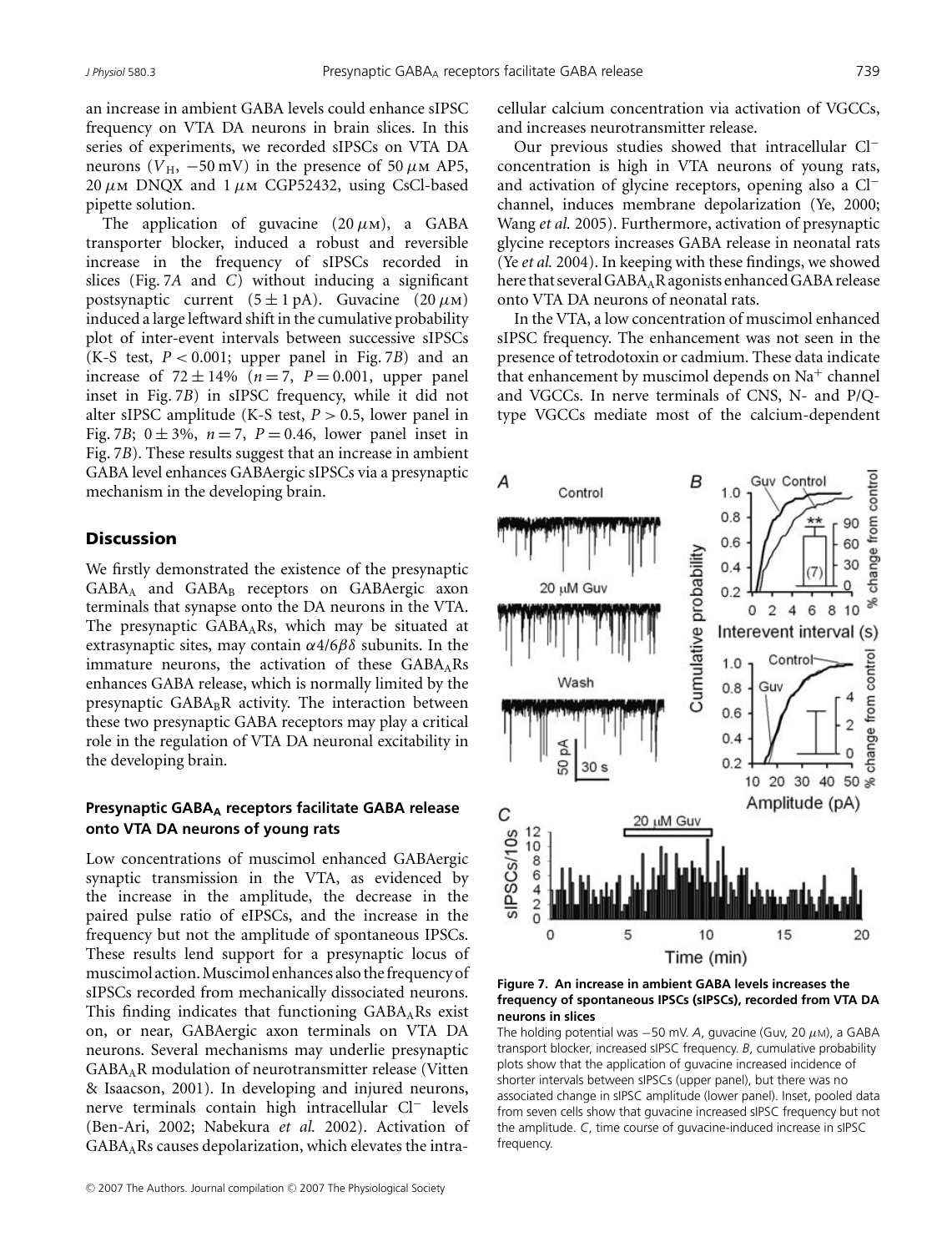an increase in ambient GABA levels could enhance sIPSC frequency on VTA DA neurons in brain slices. In this series of experiments, we recorded sIPSCs on VTA DA neurons ($V_H$, −50 mV) in the presence of 50 $\mu$M AP5, 20 $\mu$M DNQX and 1 $\mu$M CGP52432, using CsCl-based pipette solution.

The application of guvacine (20 $\mu$M), a GABA transporter blocker, induced a robust and reversible increase in the frequency of sIPSCs recorded in slices (Fig. 7*A* and *C*) without inducing a significant postsynaptic current (5 ± 1 pA). Guvacine (20 $\mu$M) induced a large leftward shift in the cumulative probability plot of inter-event intervals between successive sIPSCs (K-S test, $P < 0.001$; upper panel in Fig. 7*B*) and an increase of 72 ± 14% ($n = 7$, $P = 0.001$, upper panel inset in Fig. 7*B*) in sIPSC frequency, while it did not alter sIPSC amplitude (K-S test, $P > 0.5$, lower panel in Fig. 7*B*; 0 ± 3%, $n = 7$, $P = 0.46$, lower panel inset in Fig. 7*B*). These results suggest that an increase in ambient GABA level enhances GABAergic sIPSCs via a presynaptic mechanism in the developing brain.

## Discussion

We firstly demonstrated the existence of the presynaptic $GABA_A$ and $GABA_B$ receptors on GABAergic axon terminals that synapse onto the DA neurons in the VTA. The presynaptic $GABA_A$Rs, which may be situated at extrasynaptic sites, may contain $\alpha4/6\beta\delta$ subunits. In the immature neurons, the activation of these $GABA_A$Rs enhances GABA release, which is normally limited by the presynaptic $GABA_B$R activity. The interaction between these two presynaptic GABA receptors may play a critical role in the regulation of VTA DA neuronal excitability in the developing brain.

### Presynaptic $GABA_A$ receptors facilitate GABA release onto VTA DA neurons of young rats

Low concentrations of muscimol enhanced GABAergic synaptic transmission in the VTA, as evidenced by the increase in the amplitude, the decrease in the paired pulse ratio of eIPSCs, and the increase in the frequency but not the amplitude of spontaneous IPSCs. These results lend support for a presynaptic locus of muscimol action. Muscimol enhances also the frequency of sIPSCs recorded from mechanically dissociated neurons. This finding indicates that functioning $GABA_A$Rs exist on, or near, GABAergic axon terminals on VTA DA neurons. Several mechanisms may underlie presynaptic $GABA_A$R modulation of neurotransmitter release (Vitten & Isaacson, 2001). In developing and injured neurons, nerve terminals contain high intracellular $Cl^-$ levels (Ben-Ari, 2002; Nabekura *et al.* 2002). Activation of $GABA_A$Rs causes depolarization, which elevates the intracellular calcium concentration via activation of VGCCs, and increases neurotransmitter release.

Our previous studies showed that intracellular $Cl^-$ concentration is high in VTA neurons of young rats, and activation of glycine receptors, opening also a $Cl^-$ channel, induces membrane depolarization (Ye, 2000; Wang *et al.* 2005). Furthermore, activation of presynaptic glycine receptors increases GABA release in neonatal rats (Ye *et al.* 2004). In keeping with these findings, we showed here that several $GABA_A$R agonists enhanced GABA release onto VTA DA neurons of neonatal rats.

In the VTA, a low concentration of muscimol enhanced sIPSC frequency. The enhancement was not seen in the presence of tetrodotoxin or cadmium. These data indicate that enhancement by muscimol depends on $Na^+$ channel and VGCCs. In nerve terminals of CNS, N- and P/Q-type VGCCs mediate most of the calcium-dependent

**Figure 7. An increase in ambient GABA levels increases the frequency of spontaneous IPSCs (sIPSCs), recorded from VTA DA neurons in slices**

The holding potential was −50 mV. *A*, guvacine (Guv, 20 $\mu$M), a GABA transport blocker, increased sIPSC frequency. *B*, cumulative probability plots show that the application of guvacine increased incidence of shorter intervals between sIPSCs (upper panel), but there was no associated change in sIPSC amplitude (lower panel). Inset, pooled data from seven cells show that guvacine increased sIPSC frequency but not the amplitude. *C*, time course of guvacine-induced increase in sIPSC frequency.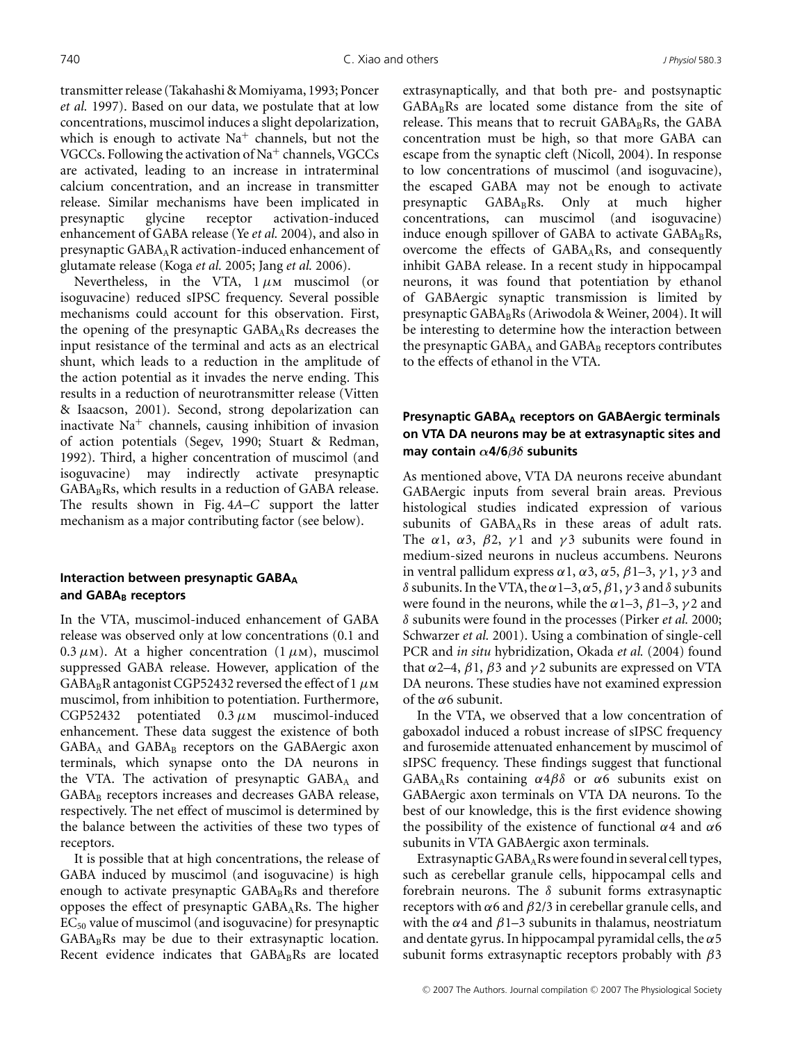transmitter release (Takahashi & Momiyama, 1993; Poncer *et al.* 1997). Based on our data, we postulate that at low concentrations, muscimol induces a slight depolarization, which is enough to activate $Na^+$ channels, but not the VGCCs. Following the activation of $Na^+$ channels, VGCCs are activated, leading to an increase in intraterminal calcium concentration, and an increase in transmitter release. Similar mechanisms have been implicated in presynaptic glycine receptor activation-induced enhancement of GABA release (Ye *et al.* 2004), and also in presynaptic $GABA_AR$ activation-induced enhancement of glutamate release (Koga *et al.* 2005; Jang *et al.* 2006).

Nevertheless, in the VTA, 1 $\mu$M muscimol (or isoguvacine) reduced sIPSC frequency. Several possible mechanisms could account for this observation. First, the opening of the presynaptic $GABA_ARs$ decreases the input resistance of the terminal and acts as an electrical shunt, which leads to a reduction in the amplitude of the action potential as it invades the nerve ending. This results in a reduction of neurotransmitter release (Vitten & Isaacson, 2001). Second, strong depolarization can inactivate $Na^+$ channels, causing inhibition of invasion of action potentials (Segev, 1990; Stuart & Redman, 1992). Third, a higher concentration of muscimol (and isoguvacine) may indirectly activate presynaptic $GABA_BRs$, which results in a reduction of GABA release. The results shown in Fig. 4*A*–*C* support the latter mechanism as a major contributing factor (see below).

### Interaction between presynaptic $GABA_A$ and $GABA_B$ receptors

In the VTA, muscimol-induced enhancement of GABA release was observed only at low concentrations (0.1 and 0.3 $\mu$M). At a higher concentration (1 $\mu$M), muscimol suppressed GABA release. However, application of the $GABA_BR$ antagonist CGP52432 reversed the effect of 1 $\mu$M muscimol, from inhibition to potentiation. Furthermore, CGP52432 potentiated 0.3 $\mu$M muscimol-induced enhancement. These data suggest the existence of both $GABA_A$ and $GABA_B$ receptors on the GABAergic axon terminals, which synapse onto the DA neurons in the VTA. The activation of presynaptic $GABA_A$ and $GABA_B$ receptors increases and decreases GABA release, respectively. The net effect of muscimol is determined by the balance between the activities of these two types of receptors.

It is possible that at high concentrations, the release of GABA induced by muscimol (and isoguvacine) is high enough to activate presynaptic $GABA_BRs$ and therefore opposes the effect of presynaptic $GABA_ARs$. The higher $EC_{50}$ value of muscimol (and isoguvacine) for presynaptic $GABA_BRs$ may be due to their extrasynaptic location. Recent evidence indicates that $GABA_BRs$ are located extrasynaptically, and that both pre- and postsynaptic $GABA_BRs$ are located some distance from the site of release. This means that to recruit $GABA_BRs$, the GABA concentration must be high, so that more GABA can escape from the synaptic cleft (Nicoll, 2004). In response to low concentrations of muscimol (and isoguvacine), the escaped GABA may not be enough to activate presynaptic $GABA_BRs$. Only at much higher concentrations, can muscimol (and isoguvacine) induce enough spillover of GABA to activate $GABA_BRs$, overcome the effects of $GABA_ARs$, and consequently inhibit GABA release. In a recent study in hippocampal neurons, it was found that potentiation by ethanol of GABAergic synaptic transmission is limited by presynaptic $GABA_BRs$ (Ariwodola & Weiner, 2004). It will be interesting to determine how the interaction between the presynaptic $GABA_A$ and $GABA_B$ receptors contributes to the effects of ethanol in the VTA.

### Presynaptic $GABA_A$ receptors on GABAergic terminals on VTA DA neurons may be at extrasynaptic sites and may contain $\alpha4/6\beta\delta$ subunits

As mentioned above, VTA DA neurons receive abundant GABAergic inputs from several brain areas. Previous histological studies indicated expression of various subunits of $GABA_ARs$ in these areas of adult rats. The $\alpha1$, $\alpha3$, $\beta2$, $\gamma1$ and $\gamma3$ subunits were found in medium-sized neurons in nucleus accumbens. Neurons in ventral pallidum express $\alpha1$, $\alpha3$, $\alpha5$, $\beta1$–3, $\gamma1$, $\gamma3$ and $\delta$ subunits. In the VTA, the $\alpha1$–3, $\alpha5$, $\beta1$, $\gamma3$ and $\delta$ subunits were found in the neurons, while the $\alpha1$–3, $\beta1$–3, $\gamma2$ and $\delta$ subunits were found in the processes (Pirker *et al.* 2000; Schwarzer *et al.* 2001). Using a combination of single-cell PCR and *in situ* hybridization, Okada *et al.* (2004) found that $\alpha2$–4, $\beta1$, $\beta3$ and $\gamma2$ subunits are expressed on VTA DA neurons. These studies have not examined expression of the $\alpha6$ subunit.

In the VTA, we observed that a low concentration of gaboxadol induced a robust increase of sIPSC frequency and furosemide attenuated enhancement by muscimol of sIPSC frequency. These findings suggest that functional $GABA_ARs$ containing $\alpha4\beta\delta$ or $\alpha6$ subunits exist on GABAergic axon terminals on VTA DA neurons. To the best of our knowledge, this is the first evidence showing the possibility of the existence of functional $\alpha4$ and $\alpha6$ subunits in VTA GABAergic axon terminals.

Extrasynaptic $GABA_ARs$ were found in several cell types, such as cerebellar granule cells, hippocampal cells and forebrain neurons. The $\delta$ subunit forms extrasynaptic receptors with $\alpha6$ and $\beta2/3$ in cerebellar granule cells, and with the $\alpha4$ and $\beta1$–3 subunits in thalamus, neostriatum and dentate gyrus. In hippocampal pyramidal cells, the $\alpha5$ subunit forms extrasynaptic receptors probably with $\beta3$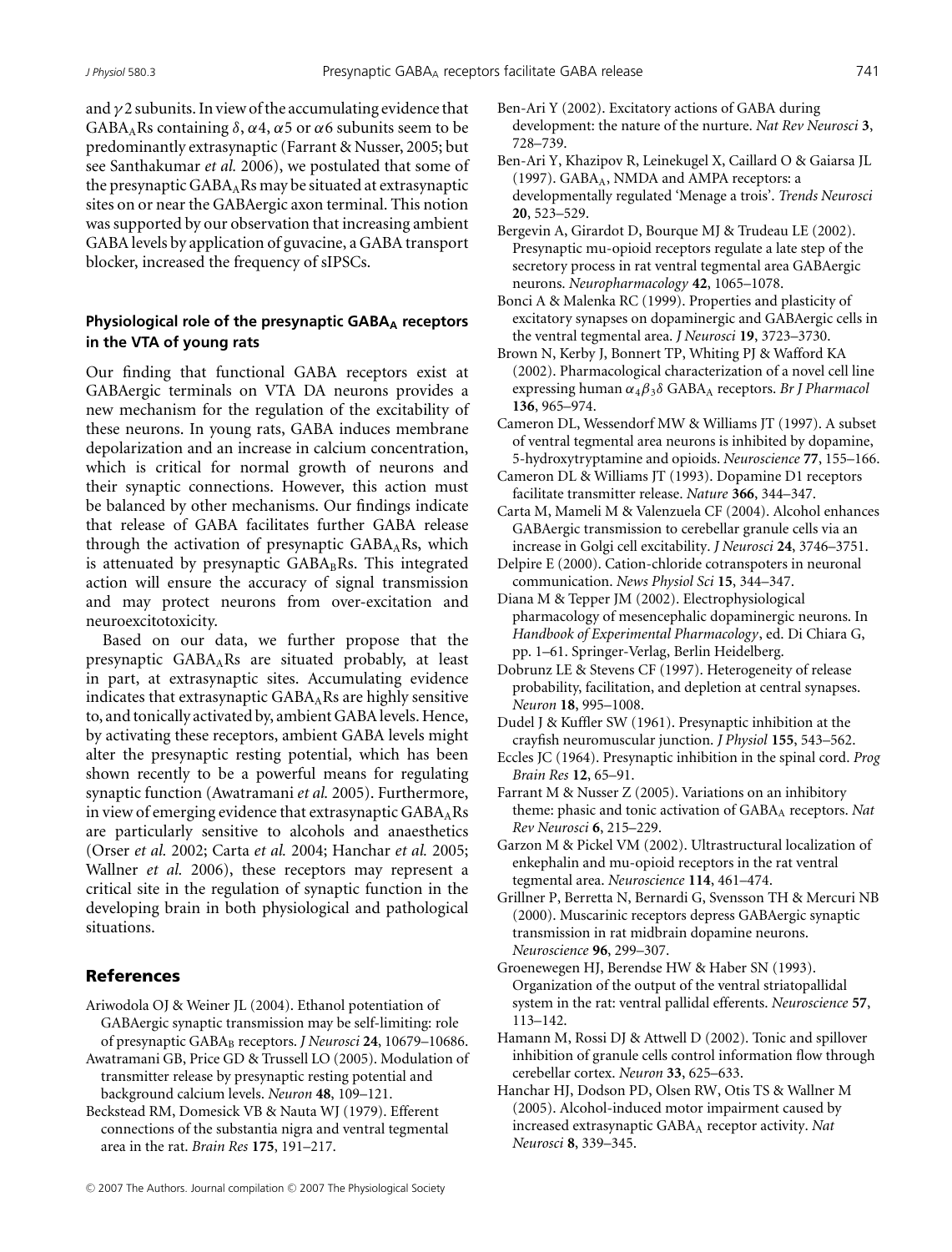and $\gamma 2$ subunits. In view of the accumulating evidence that $GABA_A$Rs containing $\delta$, $\alpha 4$, $\alpha 5$ or $\alpha 6$ subunits seem to be predominantly extrasynaptic (Farrant & Nusser, 2005; but see Santhakumar *et al.* 2006), we postulated that some of the presynaptic $GABA_A$Rs may be situated at extrasynaptic sites on or near the GABAergic axon terminal. This notion was supported by our observation that increasing ambient GABA levels by application of guvacine, a GABA transport blocker, increased the frequency of sIPSCs.

### Physiological role of the presynaptic $GABA_A$ receptors in the VTA of young rats

Our finding that functional GABA receptors exist at GABAergic terminals on VTA DA neurons provides a new mechanism for the regulation of the excitability of these neurons. In young rats, GABA induces membrane depolarization and an increase in calcium concentration, which is critical for normal growth of neurons and their synaptic connections. However, this action must be balanced by other mechanisms. Our findings indicate that release of GABA facilitates further GABA release through the activation of presynaptic $GABA_A$Rs, which is attenuated by presynaptic $GABA_B$Rs. This integrated action will ensure the accuracy of signal transmission and may protect neurons from over-excitation and neuroexcitotoxicity.

Based on our data, we further propose that the presynaptic $GABA_A$Rs are situated probably, at least in part, at extrasynaptic sites. Accumulating evidence indicates that extrasynaptic $GABA_A$Rs are highly sensitive to, and tonically activated by, ambient GABA levels. Hence, by activating these receptors, ambient GABA levels might alter the presynaptic resting potential, which has been shown recently to be a powerful means for regulating synaptic function (Awatramani *et al.* 2005). Furthermore, in view of emerging evidence that extrasynaptic $GABA_A$Rs are particularly sensitive to alcohols and anaesthetics (Orser *et al.* 2002; Carta *et al.* 2004; Hanchar *et al.* 2005; Wallner *et al.* 2006), these receptors may represent a critical site in the regulation of synaptic function in the developing brain in both physiological and pathological situations.

## References

Ariwodola OJ & Weiner JL (2004). Ethanol potentiation of GABAergic synaptic transmission may be self-limiting: role of presynaptic $GABA_B$ receptors. *J Neurosci* **24**, 10679–10686.

Awatramani GB, Price GD & Trussell LO (2005). Modulation of transmitter release by presynaptic resting potential and background calcium levels. *Neuron* **48**, 109–121.

Beckstead RM, Domesick VB & Nauta WJ (1979). Efferent connections of the substantia nigra and ventral tegmental area in the rat. *Brain Res* **175**, 191–217.

Ben-Ari Y (2002). Excitatory actions of GABA during development: the nature of the nurture. *Nat Rev Neurosci* **3**, 728–739.

Ben-Ari Y, Khazipov R, Leinekugel X, Caillard O & Gaiarsa JL (1997). $GABA_A$, NMDA and AMPA receptors: a developmentally regulated 'Menage a trois'. *Trends Neurosci* **20**, 523–529.

Bergevin A, Girardot D, Bourque MJ & Trudeau LE (2002). Presynaptic mu-opioid receptors regulate a late step of the secretory process in rat ventral tegmental area GABAergic neurons. *Neuropharmacology* **42**, 1065–1078.

Bonci A & Malenka RC (1999). Properties and plasticity of excitatory synapses on dopaminergic and GABAergic cells in the ventral tegmental area. *J Neurosci* **19**, 3723–3730.

Brown N, Kerby J, Bonnert TP, Whiting PJ & Wafford KA (2002). Pharmacological characterization of a novel cell line expressing human $\alpha_4\beta_3\delta$ $GABA_A$ receptors. *Br J Pharmacol* **136**, 965–974.

Cameron DL, Wessendorf MW & Williams JT (1997). A subset of ventral tegmental area neurons is inhibited by dopamine, 5-hydroxytryptamine and opioids. *Neuroscience* **77**, 155–166.

Cameron DL & Williams JT (1993). Dopamine D1 receptors facilitate transmitter release. *Nature* **366**, 344–347.

Carta M, Mameli M & Valenzuela CF (2004). Alcohol enhances GABAergic transmission to cerebellar granule cells via an increase in Golgi cell excitability. *J Neurosci* **24**, 3746–3751.

Delpire E (2000). Cation-chloride cotranspoters in neuronal communication. *News Physiol Sci* **15**, 344–347.

Diana M & Tepper JM (2002). Electrophysiological pharmacology of mesencephalic dopaminergic neurons. In *Handbook of Experimental Pharmacology*, ed. Di Chiara G, pp. 1–61. Springer-Verlag, Berlin Heidelberg.

Dobrunz LE & Stevens CF (1997). Heterogeneity of release probability, facilitation, and depletion at central synapses. *Neuron* **18**, 995–1008.

Dudel J & Kuffler SW (1961). Presynaptic inhibition at the crayfish neuromuscular junction. *J Physiol* **155**, 543–562.

Eccles JC (1964). Presynaptic inhibition in the spinal cord. *Prog Brain Res* **12**, 65–91.

Farrant M & Nusser Z (2005). Variations on an inhibitory theme: phasic and tonic activation of $GABA_A$ receptors. *Nat Rev Neurosci* **6**, 215–229.

Garzon M & Pickel VM (2002). Ultrastructural localization of enkephalin and mu-opioid receptors in the rat ventral tegmental area. *Neuroscience* **114**, 461–474.

Grillner P, Berretta N, Bernardi G, Svensson TH & Mercuri NB (2000). Muscarinic receptors depress GABAergic synaptic transmission in rat midbrain dopamine neurons. *Neuroscience* **96**, 299–307.

Groenewegen HJ, Berendse HW & Haber SN (1993). Organization of the output of the ventral striatopallidal system in the rat: ventral pallidal efferents. *Neuroscience* **57**, 113–142.

Hamann M, Rossi DJ & Attwell D (2002). Tonic and spillover inhibition of granule cells control information flow through cerebellar cortex. *Neuron* **33**, 625–633.

Hanchar HJ, Dodson PD, Olsen RW, Otis TS & Wallner M (2005). Alcohol-induced motor impairment caused by increased extrasynaptic $GABA_A$ receptor activity. *Nat Neurosci* **8**, 339–345.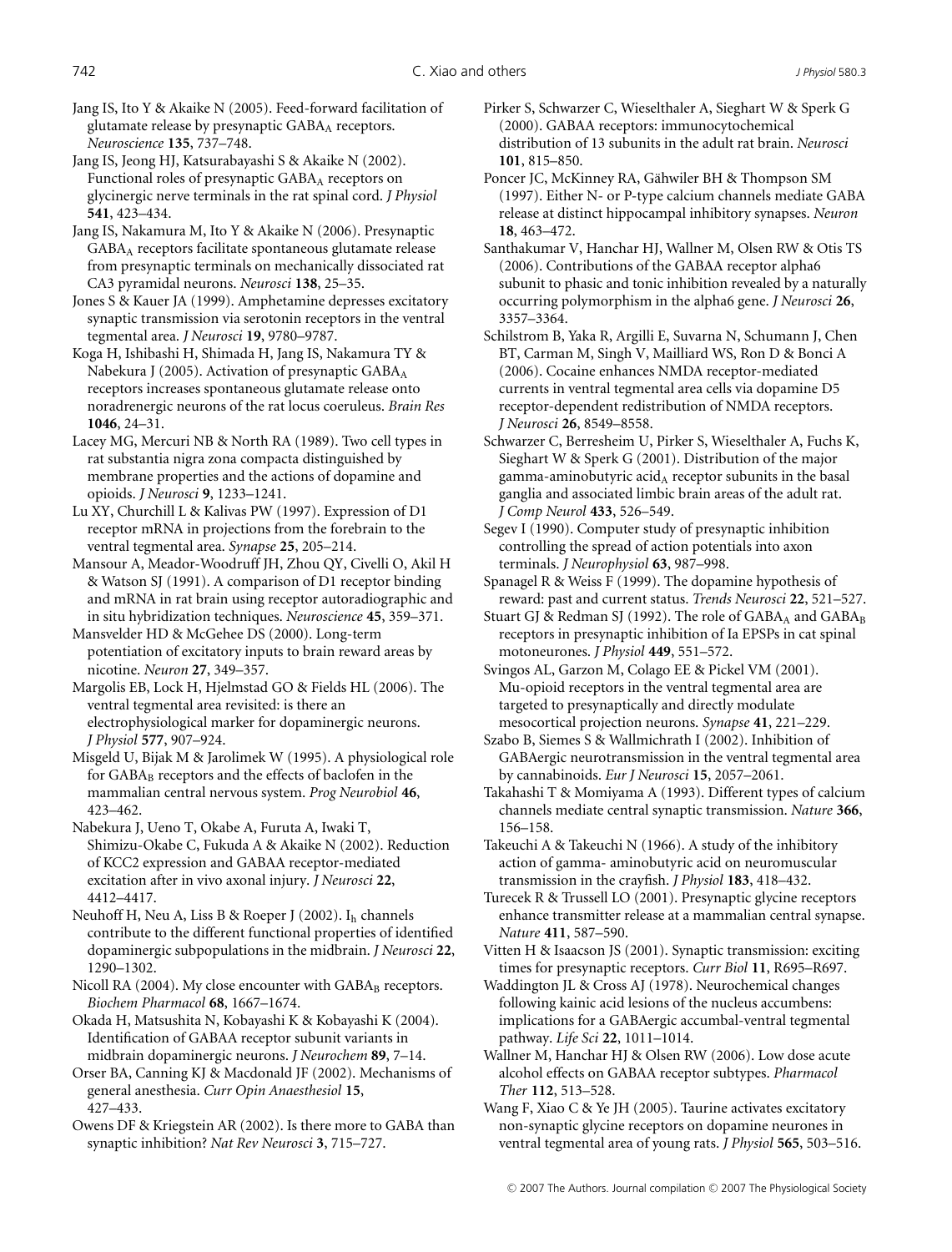Jang IS, Ito Y & Akaike N (2005). Feed-forward facilitation of glutamate release by presynaptic $GABA_A$ receptors. *Neuroscience* **135**, 737–748.

Jang IS, Jeong HJ, Katsurabayashi S & Akaike N (2002). Functional roles of presynaptic $GABA_A$ receptors on glycinergic nerve terminals in the rat spinal cord. *J Physiol* **541**, 423–434.

Jang IS, Nakamura M, Ito Y & Akaike N (2006). Presynaptic $GABA_A$ receptors facilitate spontaneous glutamate release from presynaptic terminals on mechanically dissociated rat CA3 pyramidal neurons. *Neurosci* **138**, 25–35.

Jones S & Kauer JA (1999). Amphetamine depresses excitatory synaptic transmission via serotonin receptors in the ventral tegmental area. *J Neurosci* **19**, 9780–9787.

Koga H, Ishibashi H, Shimada H, Jang IS, Nakamura TY & Nabekura J (2005). Activation of presynaptic $GABA_A$ receptors increases spontaneous glutamate release onto noradrenergic neurons of the rat locus coeruleus. *Brain Res* **1046**, 24–31.

Lacey MG, Mercuri NB & North RA (1989). Two cell types in rat substantia nigra zona compacta distinguished by membrane properties and the actions of dopamine and opioids. *J Neurosci* **9**, 1233–1241.

Lu XY, Churchill L & Kalivas PW (1997). Expression of D1 receptor mRNA in projections from the forebrain to the ventral tegmental area. *Synapse* **25**, 205–214.

Mansour A, Meador-Woodruff JH, Zhou QY, Civelli O, Akil H & Watson SJ (1991). A comparison of D1 receptor binding and mRNA in rat brain using receptor autoradiographic and in situ hybridization techniques. *Neuroscience* **45**, 359–371.

Mansvelder HD & McGehee DS (2000). Long-term potentiation of excitatory inputs to brain reward areas by nicotine. *Neuron* **27**, 349–357.

Margolis EB, Lock H, Hjelmstad GO & Fields HL (2006). The ventral tegmental area revisited: is there an electrophysiological marker for dopaminergic neurons. *J Physiol* **577**, 907–924.

Misgeld U, Bijak M & Jarolimek W (1995). A physiological role for $GABA_B$ receptors and the effects of baclofen in the mammalian central nervous system. *Prog Neurobiol* **46**, 423–462.

Nabekura J, Ueno T, Okabe A, Furuta A, Iwaki T, Shimizu-Okabe C, Fukuda A & Akaike N (2002). Reduction of KCC2 expression and GABAA receptor-mediated excitation after in vivo axonal injury. *J Neurosci* **22**, 4412–4417.

Neuhoff H, Neu A, Liss B & Roeper J (2002). $I_h$ channels contribute to the different functional properties of identified dopaminergic subpopulations in the midbrain. *J Neurosci* **22**, 1290–1302.

Nicoll RA (2004). My close encounter with $GABA_B$ receptors. *Biochem Pharmacol* **68**, 1667–1674.

Okada H, Matsushita N, Kobayashi K & Kobayashi K (2004). Identification of GABAA receptor subunit variants in midbrain dopaminergic neurons. *J Neurochem* **89**, 7–14.

Orser BA, Canning KJ & Macdonald JF (2002). Mechanisms of general anesthesia. *Curr Opin Anaesthesiol* **15**, 427–433.

Owens DF & Kriegstein AR (2002). Is there more to GABA than synaptic inhibition? *Nat Rev Neurosci* **3**, 715–727.

Pirker S, Schwarzer C, Wieselthaler A, Sieghart W & Sperk G (2000). GABAA receptors: immunocytochemical distribution of 13 subunits in the adult rat brain. *Neurosci* **101**, 815–850.

Poncer JC, McKinney RA, Gähwiler BH & Thompson SM (1997). Either N- or P-type calcium channels mediate GABA release at distinct hippocampal inhibitory synapses. *Neuron* **18**, 463–472.

Santhakumar V, Hanchar HJ, Wallner M, Olsen RW & Otis TS (2006). Contributions of the GABAA receptor alpha6 subunit to phasic and tonic inhibition revealed by a naturally occurring polymorphism in the alpha6 gene. *J Neurosci* **26**, 3357–3364.

Schilstrom B, Yaka R, Argilli E, Suvarna N, Schumann J, Chen BT, Carman M, Singh V, Mailliard WS, Ron D & Bonci A (2006). Cocaine enhances NMDA receptor-mediated currents in ventral tegmental area cells via dopamine D5 receptor-dependent redistribution of NMDA receptors. *J Neurosci* **26**, 8549–8558.

Schwarzer C, Berresheim U, Pirker S, Wieselthaler A, Fuchs K, Sieghart W & Sperk G (2001). Distribution of the major gamma-aminobutyric $acid_A$ receptor subunits in the basal ganglia and associated limbic brain areas of the adult rat. *J Comp Neurol* **433**, 526–549.

Segev I (1990). Computer study of presynaptic inhibition controlling the spread of action potentials into axon terminals. *J Neurophysiol* **63**, 987–998.

Spanagel R & Weiss F (1999). The dopamine hypothesis of reward: past and current status. *Trends Neurosci* **22**, 521–527.

Stuart GJ & Redman SJ (1992). The role of $GABA_A$ and $GABA_B$ receptors in presynaptic inhibition of Ia EPSPs in cat spinal motoneurones. *J Physiol* **449**, 551–572.

Svingos AL, Garzon M, Colago EE & Pickel VM (2001). Mu-opioid receptors in the ventral tegmental area are targeted to presynaptically and directly modulate mesocortical projection neurons. *Synapse* **41**, 221–229.

Szabo B, Siemes S & Wallmichrath I (2002). Inhibition of GABAergic neurotransmission in the ventral tegmental area by cannabinoids. *Eur J Neurosci* **15**, 2057–2061.

Takahashi T & Momiyama A (1993). Different types of calcium channels mediate central synaptic transmission. *Nature* **366**, 156–158.

Takeuchi A & Takeuchi N (1966). A study of the inhibitory action of gamma- aminobutyric acid on neuromuscular transmission in the crayfish. *J Physiol* **183**, 418–432.

Turecek R & Trussell LO (2001). Presynaptic glycine receptors enhance transmitter release at a mammalian central synapse. *Nature* **411**, 587–590.

Vitten H & Isaacson JS (2001). Synaptic transmission: exciting times for presynaptic receptors. *Curr Biol* **11**, R695–R697.

Waddington JL & Cross AJ (1978). Neurochemical changes following kainic acid lesions of the nucleus accumbens: implications for a GABAergic accumbal-ventral tegmental pathway. *Life Sci* **22**, 1011–1014.

Wallner M, Hanchar HJ & Olsen RW (2006). Low dose acute alcohol effects on GABAA receptor subtypes. *Pharmacol Ther* **112**, 513–528.

Wang F, Xiao C & Ye JH (2005). Taurine activates excitatory non-synaptic glycine receptors on dopamine neurones in ventral tegmental area of young rats. *J Physiol* **565**, 503–516.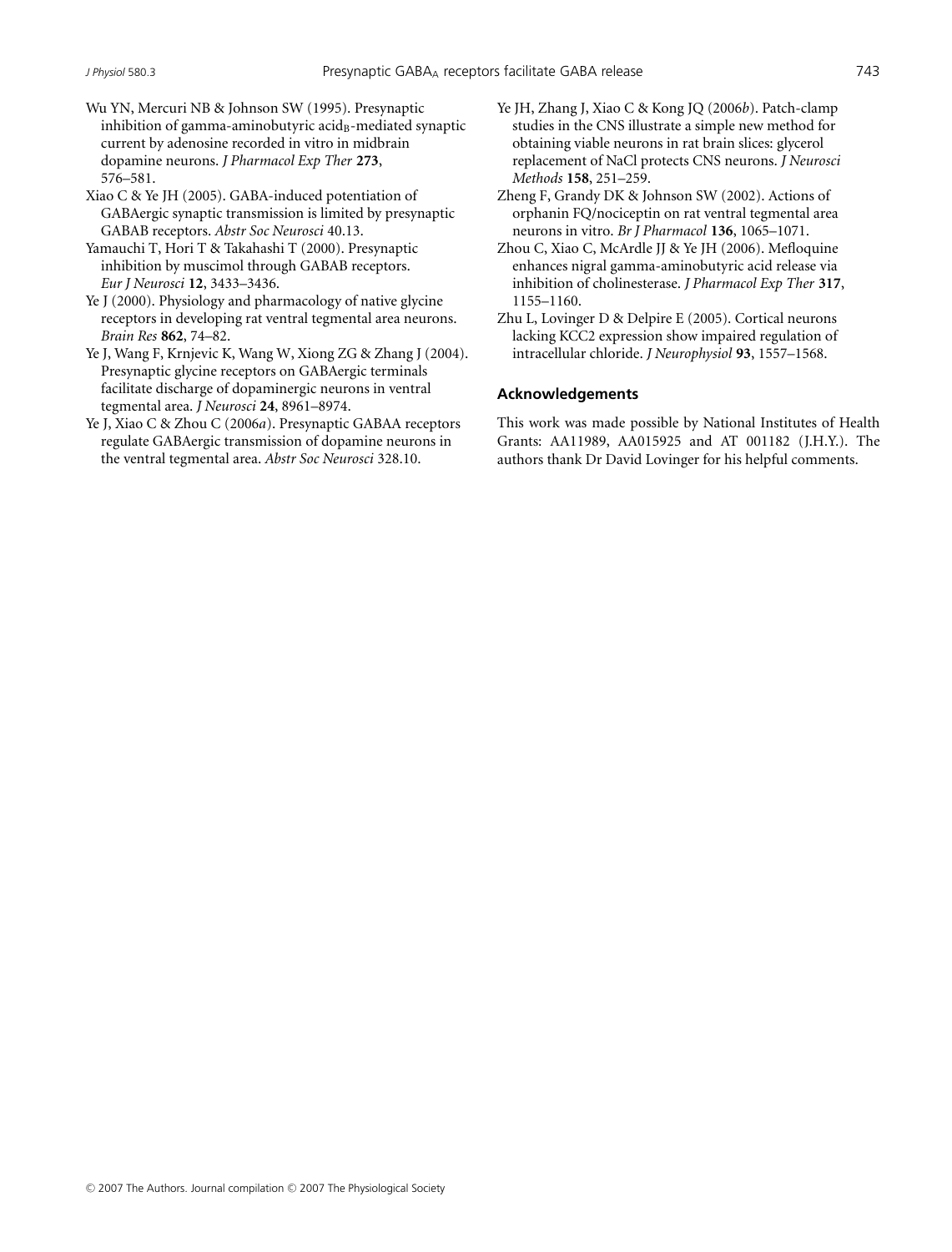Wu YN, Mercuri NB & Johnson SW (1995). Presynaptic inhibition of gamma-aminobutyric acid$_B$-mediated synaptic current by adenosine recorded in vitro in midbrain dopamine neurons. *J Pharmacol Exp Ther* **273**, 576–581.

Xiao C & Ye JH (2005). GABA-induced potentiation of GABAergic synaptic transmission is limited by presynaptic GABAB receptors. *Abstr Soc Neurosci* 40.13.

Yamauchi T, Hori T & Takahashi T (2000). Presynaptic inhibition by muscimol through GABAB receptors. *Eur J Neurosci* **12**, 3433–3436.

Ye J (2000). Physiology and pharmacology of native glycine receptors in developing rat ventral tegmental area neurons. *Brain Res* **862**, 74–82.

Ye J, Wang F, Krnjevic K, Wang W, Xiong ZG & Zhang J (2004). Presynaptic glycine receptors on GABAergic terminals facilitate discharge of dopaminergic neurons in ventral tegmental area. *J Neurosci* **24**, 8961–8974.

Ye J, Xiao C & Zhou C (2006*a*). Presynaptic GABAA receptors regulate GABAergic transmission of dopamine neurons in the ventral tegmental area. *Abstr Soc Neurosci* 328.10.

Ye JH, Zhang J, Xiao C & Kong JQ (2006*b*). Patch-clamp studies in the CNS illustrate a simple new method for obtaining viable neurons in rat brain slices: glycerol replacement of NaCl protects CNS neurons. *J Neurosci Methods* **158**, 251–259.

Zheng F, Grandy DK & Johnson SW (2002). Actions of orphanin FQ/nociceptin on rat ventral tegmental area neurons in vitro. *Br J Pharmacol* **136**, 1065–1071.

Zhou C, Xiao C, McArdle JJ & Ye JH (2006). Mefloquine enhances nigral gamma-aminobutyric acid release via inhibition of cholinesterase. *J Pharmacol Exp Ther* **317**, 1155–1160.

Zhu L, Lovinger D & Delpire E (2005). Cortical neurons lacking KCC2 expression show impaired regulation of intracellular chloride. *J Neurophysiol* **93**, 1557–1568.

### Acknowledgements

This work was made possible by National Institutes of Health Grants: AA11989, AA015925 and AT 001182 (J.H.Y.). The authors thank Dr David Lovinger for his helpful comments.